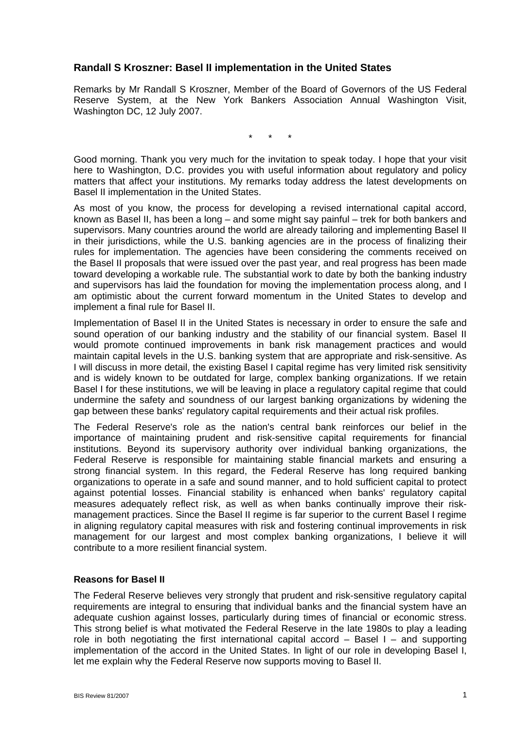## Randall S Kroszner: Basel II implementation in the United States

Remarks by Mr Randall S Kroszner, Member of the Board of Governors of the US Federal Reserve System, at the New York Bankers Association Annual Washington Visit, Washington DC, 12 July 2007.

\* \* \*

Good morning. Thank you very much for the invitation to speak today. I hope that your visit here to Washington, D.C. provides you with useful information about regulatory and policy matters that affect your institutions. My remarks today address the latest developments on Basel II implementation in the United States.

As most of you know, the process for developing a revised international capital accord, known as Basel II, has been a long – and some might say painful – trek for both bankers and supervisors. Many countries around the world are already tailoring and implementing Basel II in their jurisdictions, while the U.S. banking agencies are in the process of finalizing their rules for implementation. The agencies have been considering the comments received on the Basel II proposals that were issued over the past year, and real progress has been made toward developing a workable rule. The substantial work to date by both the banking industry and supervisors has laid the foundation for moving the implementation process along, and I am optimistic about the current forward momentum in the United States to develop and implement a final rule for Basel II.

Implementation of Basel II in the United States is necessary in order to ensure the safe and sound operation of our banking industry and the stability of our financial system. Basel II would promote continued improvements in bank risk management practices and would maintain capital levels in the U.S. banking system that are appropriate and risk-sensitive. As I will discuss in more detail, the existing Basel I capital regime has very limited risk sensitivity and is widely known to be outdated for large, complex banking organizations. If we retain Basel I for these institutions, we will be leaving in place a regulatory capital regime that could undermine the safety and soundness of our largest banking organizations by widening the gap between these banks' regulatory capital requirements and their actual risk profiles.

The Federal Reserve's role as the nation's central bank reinforces our belief in the importance of maintaining prudent and risk-sensitive capital requirements for financial institutions. Beyond its supervisory authority over individual banking organizations, the Federal Reserve is responsible for maintaining stable financial markets and ensuring a strong financial system. In this regard, the Federal Reserve has long required banking organizations to operate in a safe and sound manner, and to hold sufficient capital to protect against potential losses. Financial stability is enhanced when banks' regulatory capital measures adequately reflect risk, as well as when banks continually improve their risk-management practices. Since the Basel II regime is far superior to the current Basel I regime in aligning regulatory capital measures with risk and fostering continual improvements in risk management for our largest and most complex banking organizations, I believe it will contribute to a more resilient financial system.

### Reasons for Basel II

The Federal Reserve believes very strongly that prudent and risk-sensitive regulatory capital requirements are integral to ensuring that individual banks and the financial system have an adequate cushion against losses, particularly during times of financial or economic stress. This strong belief is what motivated the Federal Reserve in the late 1980s to play a leading role in both negotiating the first international capital accord – Basel I – and supporting implementation of the accord in the United States. In light of our role in developing Basel I, let me explain why the Federal Reserve now supports moving to Basel II.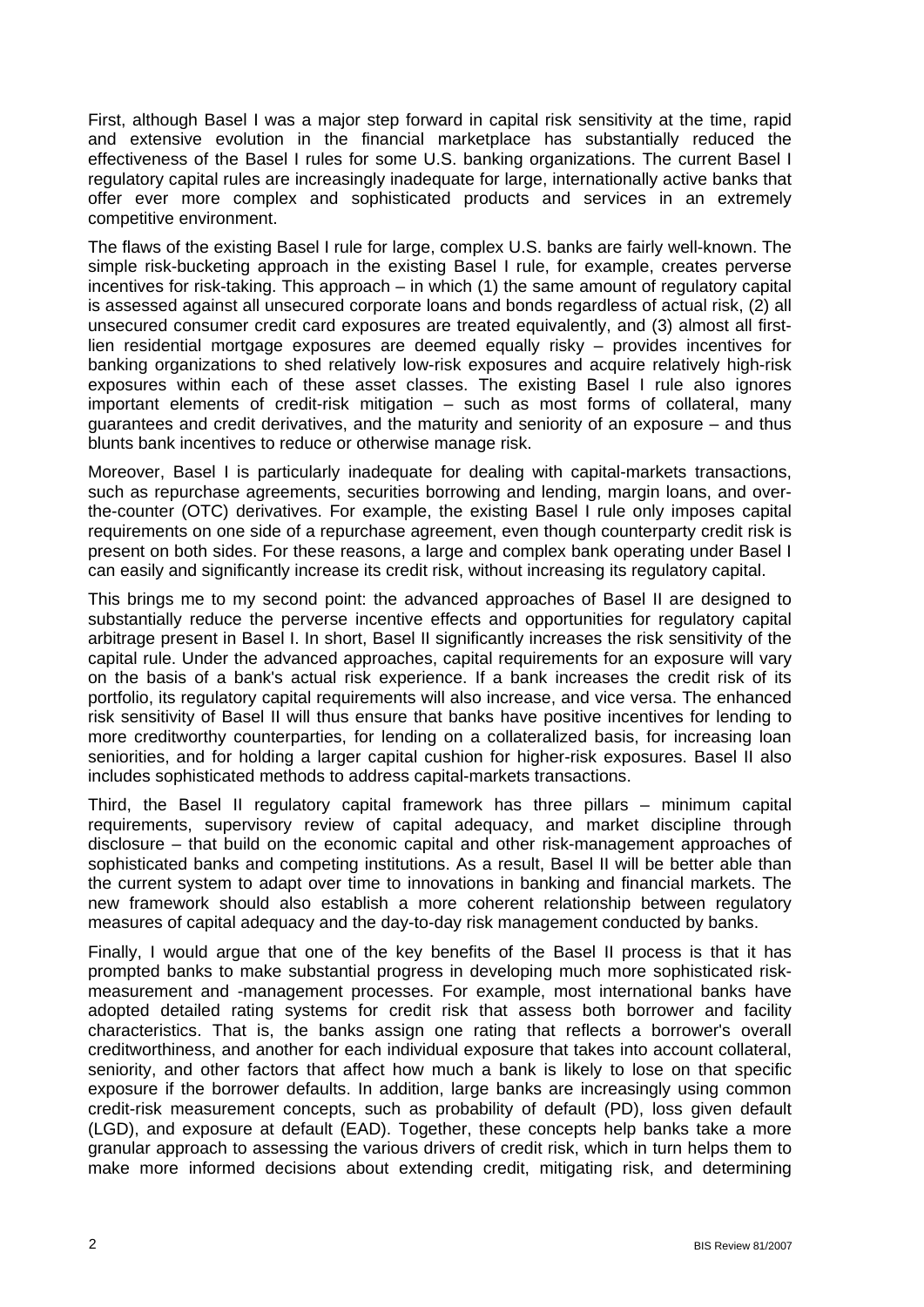First, although Basel I was a major step forward in capital risk sensitivity at the time, rapid and extensive evolution in the financial marketplace has substantially reduced the effectiveness of the Basel I rules for some U.S. banking organizations. The current Basel I regulatory capital rules are increasingly inadequate for large, internationally active banks that offer ever more complex and sophisticated products and services in an extremely competitive environment.

The flaws of the existing Basel I rule for large, complex U.S. banks are fairly well-known. The simple risk-bucketing approach in the existing Basel I rule, for example, creates perverse incentives for risk-taking. This approach – in which (1) the same amount of regulatory capital is assessed against all unsecured corporate loans and bonds regardless of actual risk, (2) all unsecured consumer credit card exposures are treated equivalently, and (3) almost all first-lien residential mortgage exposures are deemed equally risky – provides incentives for banking organizations to shed relatively low-risk exposures and acquire relatively high-risk exposures within each of these asset classes. The existing Basel I rule also ignores important elements of credit-risk mitigation – such as most forms of collateral, many guarantees and credit derivatives, and the maturity and seniority of an exposure – and thus blunts bank incentives to reduce or otherwise manage risk.

Moreover, Basel I is particularly inadequate for dealing with capital-markets transactions, such as repurchase agreements, securities borrowing and lending, margin loans, and over-the-counter (OTC) derivatives. For example, the existing Basel I rule only imposes capital requirements on one side of a repurchase agreement, even though counterparty credit risk is present on both sides. For these reasons, a large and complex bank operating under Basel I can easily and significantly increase its credit risk, without increasing its regulatory capital.

This brings me to my second point: the advanced approaches of Basel II are designed to substantially reduce the perverse incentive effects and opportunities for regulatory capital arbitrage present in Basel I. In short, Basel II significantly increases the risk sensitivity of the capital rule. Under the advanced approaches, capital requirements for an exposure will vary on the basis of a bank's actual risk experience. If a bank increases the credit risk of its portfolio, its regulatory capital requirements will also increase, and vice versa. The enhanced risk sensitivity of Basel II will thus ensure that banks have positive incentives for lending to more creditworthy counterparties, for lending on a collateralized basis, for increasing loan seniorities, and for holding a larger capital cushion for higher-risk exposures. Basel II also includes sophisticated methods to address capital-markets transactions.

Third, the Basel II regulatory capital framework has three pillars – minimum capital requirements, supervisory review of capital adequacy, and market discipline through disclosure – that build on the economic capital and other risk-management approaches of sophisticated banks and competing institutions. As a result, Basel II will be better able than the current system to adapt over time to innovations in banking and financial markets. The new framework should also establish a more coherent relationship between regulatory measures of capital adequacy and the day-to-day risk management conducted by banks.

Finally, I would argue that one of the key benefits of the Basel II process is that it has prompted banks to make substantial progress in developing much more sophisticated risk-measurement and -management processes. For example, most international banks have adopted detailed rating systems for credit risk that assess both borrower and facility characteristics. That is, the banks assign one rating that reflects a borrower's overall creditworthiness, and another for each individual exposure that takes into account collateral, seniority, and other factors that affect how much a bank is likely to lose on that specific exposure if the borrower defaults. In addition, large banks are increasingly using common credit-risk measurement concepts, such as probability of default (PD), loss given default (LGD), and exposure at default (EAD). Together, these concepts help banks take a more granular approach to assessing the various drivers of credit risk, which in turn helps them to make more informed decisions about extending credit, mitigating risk, and determining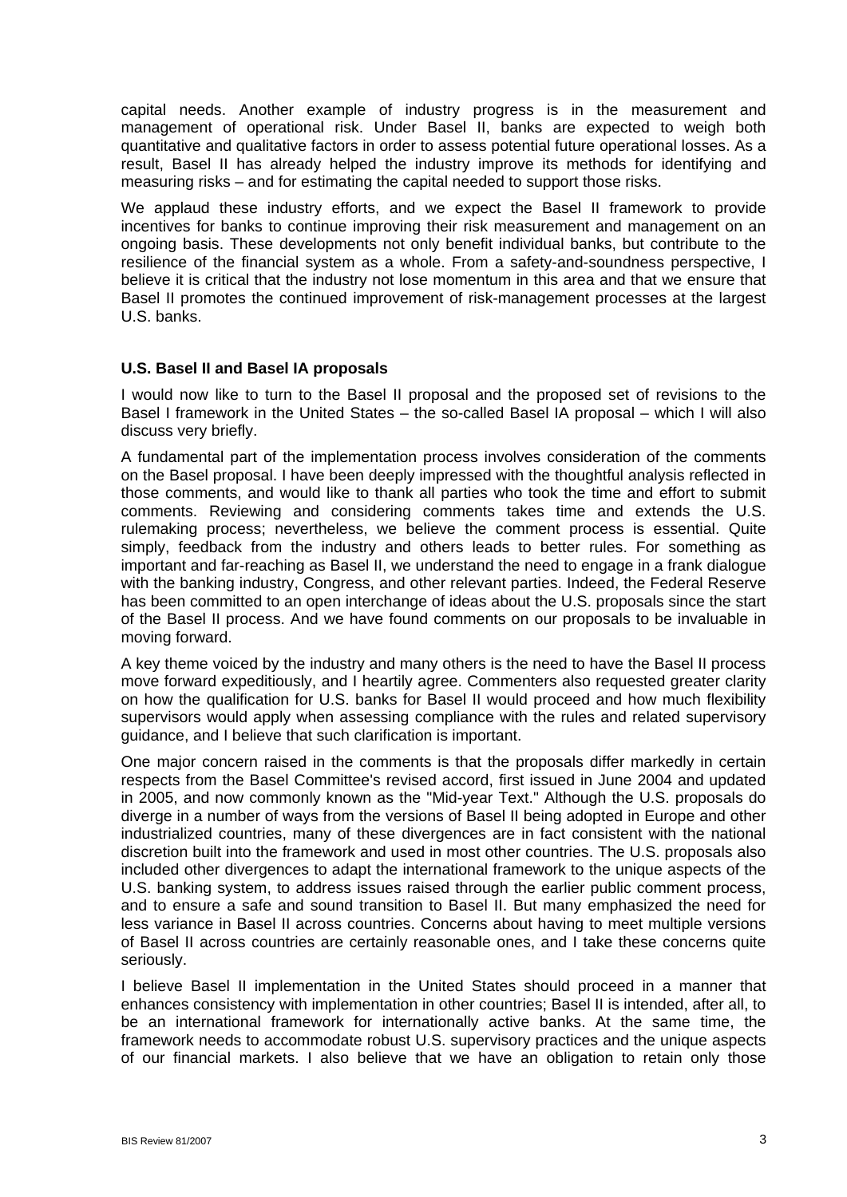capital needs. Another example of industry progress is in the measurement and management of operational risk. Under Basel II, banks are expected to weigh both quantitative and qualitative factors in order to assess potential future operational losses. As a result, Basel II has already helped the industry improve its methods for identifying and measuring risks – and for estimating the capital needed to support those risks.

We applaud these industry efforts, and we expect the Basel II framework to provide incentives for banks to continue improving their risk measurement and management on an ongoing basis. These developments not only benefit individual banks, but contribute to the resilience of the financial system as a whole. From a safety-and-soundness perspective, I believe it is critical that the industry not lose momentum in this area and that we ensure that Basel II promotes the continued improvement of risk-management processes at the largest U.S. banks.

### U.S. Basel II and Basel IA proposals

I would now like to turn to the Basel II proposal and the proposed set of revisions to the Basel I framework in the United States – the so-called Basel IA proposal – which I will also discuss very briefly.

A fundamental part of the implementation process involves consideration of the comments on the Basel proposal. I have been deeply impressed with the thoughtful analysis reflected in those comments, and would like to thank all parties who took the time and effort to submit comments. Reviewing and considering comments takes time and extends the U.S. rulemaking process; nevertheless, we believe the comment process is essential. Quite simply, feedback from the industry and others leads to better rules. For something as important and far-reaching as Basel II, we understand the need to engage in a frank dialogue with the banking industry, Congress, and other relevant parties. Indeed, the Federal Reserve has been committed to an open interchange of ideas about the U.S. proposals since the start of the Basel II process. And we have found comments on our proposals to be invaluable in moving forward.

A key theme voiced by the industry and many others is the need to have the Basel II process move forward expeditiously, and I heartily agree. Commenters also requested greater clarity on how the qualification for U.S. banks for Basel II would proceed and how much flexibility supervisors would apply when assessing compliance with the rules and related supervisory guidance, and I believe that such clarification is important.

One major concern raised in the comments is that the proposals differ markedly in certain respects from the Basel Committee's revised accord, first issued in June 2004 and updated in 2005, and now commonly known as the "Mid-year Text." Although the U.S. proposals do diverge in a number of ways from the versions of Basel II being adopted in Europe and other industrialized countries, many of these divergences are in fact consistent with the national discretion built into the framework and used in most other countries. The U.S. proposals also included other divergences to adapt the international framework to the unique aspects of the U.S. banking system, to address issues raised through the earlier public comment process, and to ensure a safe and sound transition to Basel II. But many emphasized the need for less variance in Basel II across countries. Concerns about having to meet multiple versions of Basel II across countries are certainly reasonable ones, and I take these concerns quite seriously.

I believe Basel II implementation in the United States should proceed in a manner that enhances consistency with implementation in other countries; Basel II is intended, after all, to be an international framework for internationally active banks. At the same time, the framework needs to accommodate robust U.S. supervisory practices and the unique aspects of our financial markets. I also believe that we have an obligation to retain only those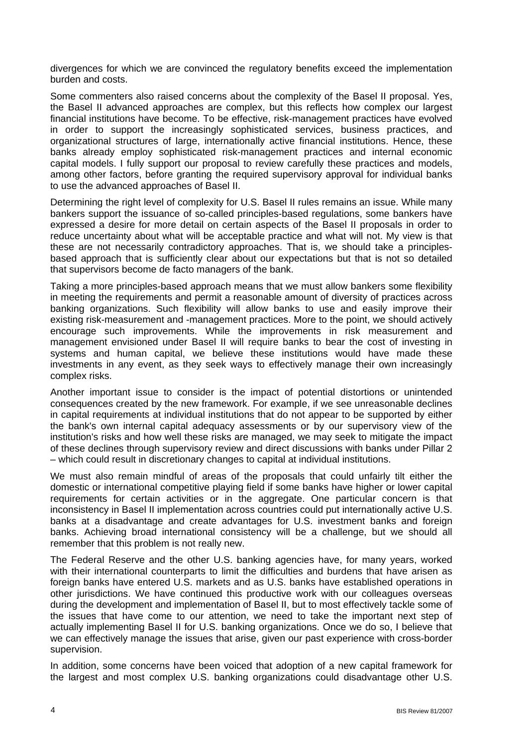divergences for which we are convinced the regulatory benefits exceed the implementation burden and costs.

Some commenters also raised concerns about the complexity of the Basel II proposal. Yes, the Basel II advanced approaches are complex, but this reflects how complex our largest financial institutions have become. To be effective, risk-management practices have evolved in order to support the increasingly sophisticated services, business practices, and organizational structures of large, internationally active financial institutions. Hence, these banks already employ sophisticated risk-management practices and internal economic capital models. I fully support our proposal to review carefully these practices and models, among other factors, before granting the required supervisory approval for individual banks to use the advanced approaches of Basel II.

Determining the right level of complexity for U.S. Basel II rules remains an issue. While many bankers support the issuance of so-called principles-based regulations, some bankers have expressed a desire for more detail on certain aspects of the Basel II proposals in order to reduce uncertainty about what will be acceptable practice and what will not. My view is that these are not necessarily contradictory approaches. That is, we should take a principles-based approach that is sufficiently clear about our expectations but that is not so detailed that supervisors become de facto managers of the bank.

Taking a more principles-based approach means that we must allow bankers some flexibility in meeting the requirements and permit a reasonable amount of diversity of practices across banking organizations. Such flexibility will allow banks to use and easily improve their existing risk-measurement and -management practices. More to the point, we should actively encourage such improvements. While the improvements in risk measurement and management envisioned under Basel II will require banks to bear the cost of investing in systems and human capital, we believe these institutions would have made these investments in any event, as they seek ways to effectively manage their own increasingly complex risks.

Another important issue to consider is the impact of potential distortions or unintended consequences created by the new framework. For example, if we see unreasonable declines in capital requirements at individual institutions that do not appear to be supported by either the bank's own internal capital adequacy assessments or by our supervisory view of the institution's risks and how well these risks are managed, we may seek to mitigate the impact of these declines through supervisory review and direct discussions with banks under Pillar 2 – which could result in discretionary changes to capital at individual institutions.

We must also remain mindful of areas of the proposals that could unfairly tilt either the domestic or international competitive playing field if some banks have higher or lower capital requirements for certain activities or in the aggregate. One particular concern is that inconsistency in Basel II implementation across countries could put internationally active U.S. banks at a disadvantage and create advantages for U.S. investment banks and foreign banks. Achieving broad international consistency will be a challenge, but we should all remember that this problem is not really new.

The Federal Reserve and the other U.S. banking agencies have, for many years, worked with their international counterparts to limit the difficulties and burdens that have arisen as foreign banks have entered U.S. markets and as U.S. banks have established operations in other jurisdictions. We have continued this productive work with our colleagues overseas during the development and implementation of Basel II, but to most effectively tackle some of the issues that have come to our attention, we need to take the important next step of actually implementing Basel II for U.S. banking organizations. Once we do so, I believe that we can effectively manage the issues that arise, given our past experience with cross-border supervision.

In addition, some concerns have been voiced that adoption of a new capital framework for the largest and most complex U.S. banking organizations could disadvantage other U.S.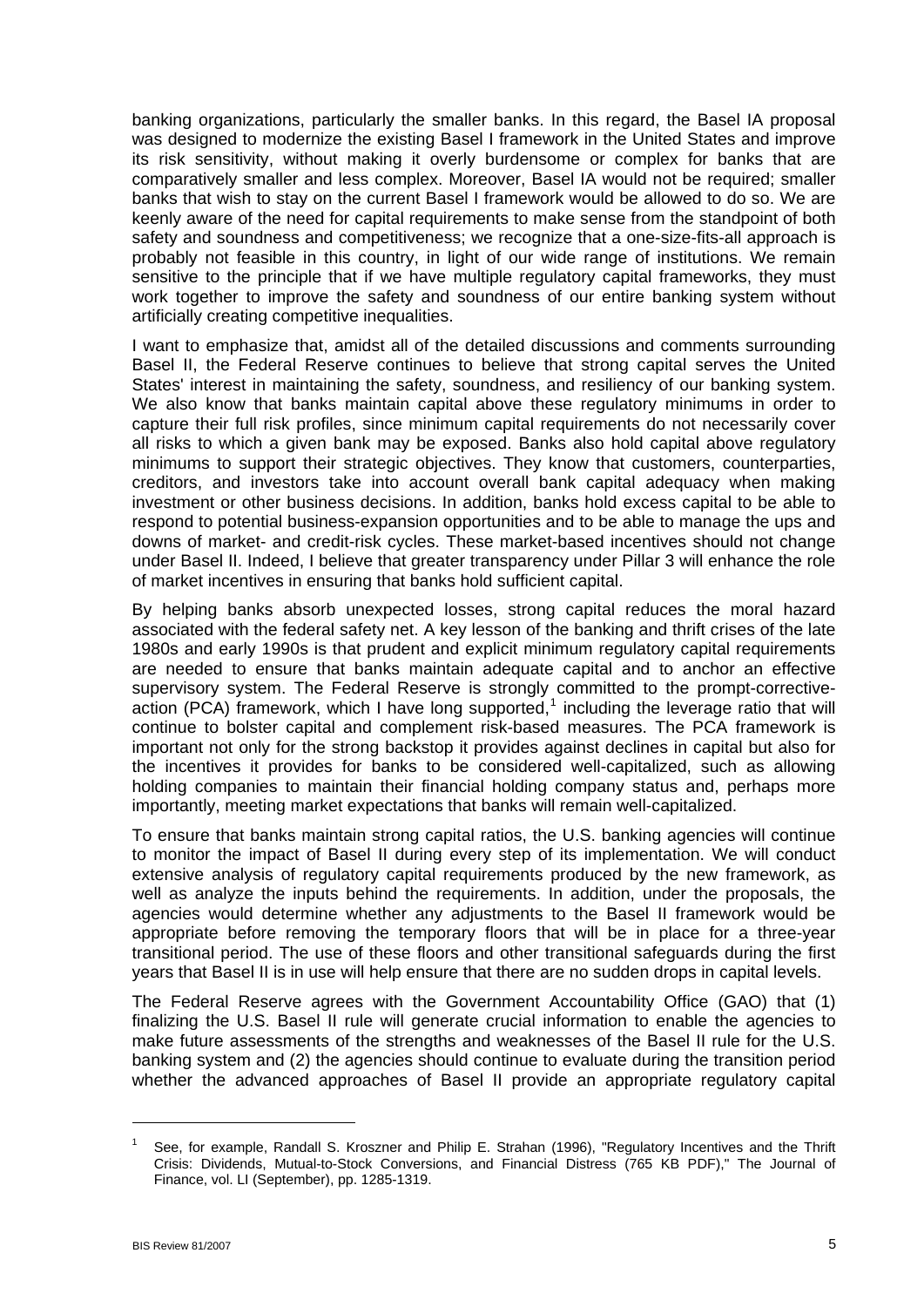banking organizations, particularly the smaller banks. In this regard, the Basel IA proposal was designed to modernize the existing Basel I framework in the United States and improve its risk sensitivity, without making it overly burdensome or complex for banks that are comparatively smaller and less complex. Moreover, Basel IA would not be required; smaller banks that wish to stay on the current Basel I framework would be allowed to do so. We are keenly aware of the need for capital requirements to make sense from the standpoint of both safety and soundness and competitiveness; we recognize that a one-size-fits-all approach is probably not feasible in this country, in light of our wide range of institutions. We remain sensitive to the principle that if we have multiple regulatory capital frameworks, they must work together to improve the safety and soundness of our entire banking system without artificially creating competitive inequalities.

I want to emphasize that, amidst all of the detailed discussions and comments surrounding Basel II, the Federal Reserve continues to believe that strong capital serves the United States' interest in maintaining the safety, soundness, and resiliency of our banking system. We also know that banks maintain capital above these regulatory minimums in order to capture their full risk profiles, since minimum capital requirements do not necessarily cover all risks to which a given bank may be exposed. Banks also hold capital above regulatory minimums to support their strategic objectives. They know that customers, counterparties, creditors, and investors take into account overall bank capital adequacy when making investment or other business decisions. In addition, banks hold excess capital to be able to respond to potential business-expansion opportunities and to be able to manage the ups and downs of market- and credit-risk cycles. These market-based incentives should not change under Basel II. Indeed, I believe that greater transparency under Pillar 3 will enhance the role of market incentives in ensuring that banks hold sufficient capital.

By helping banks absorb unexpected losses, strong capital reduces the moral hazard associated with the federal safety net. A key lesson of the banking and thrift crises of the late 1980s and early 1990s is that prudent and explicit minimum regulatory capital requirements are needed to ensure that banks maintain adequate capital and to anchor an effective supervisory system. The Federal Reserve is strongly committed to the prompt-corrective-action (PCA) framework, which I have long supported,[1] including the leverage ratio that will continue to bolster capital and complement risk-based measures. The PCA framework is important not only for the strong backstop it provides against declines in capital but also for the incentives it provides for banks to be considered well-capitalized, such as allowing holding companies to maintain their financial holding company status and, perhaps more importantly, meeting market expectations that banks will remain well-capitalized.

To ensure that banks maintain strong capital ratios, the U.S. banking agencies will continue to monitor the impact of Basel II during every step of its implementation. We will conduct extensive analysis of regulatory capital requirements produced by the new framework, as well as analyze the inputs behind the requirements. In addition, under the proposals, the agencies would determine whether any adjustments to the Basel II framework would be appropriate before removing the temporary floors that will be in place for a three-year transitional period. The use of these floors and other transitional safeguards during the first years that Basel II is in use will help ensure that there are no sudden drops in capital levels.

The Federal Reserve agrees with the Government Accountability Office (GAO) that (1) finalizing the U.S. Basel II rule will generate crucial information to enable the agencies to make future assessments of the strengths and weaknesses of the Basel II rule for the U.S. banking system and (2) the agencies should continue to evaluate during the transition period whether the advanced approaches of Basel II provide an appropriate regulatory capital

---

[1] See, for example, Randall S. Kroszner and Philip E. Strahan (1996), "Regulatory Incentives and the Thrift Crisis: Dividends, Mutual-to-Stock Conversions, and Financial Distress (765 KB PDF)," The Journal of Finance, vol. LI (September), pp. 1285-1319.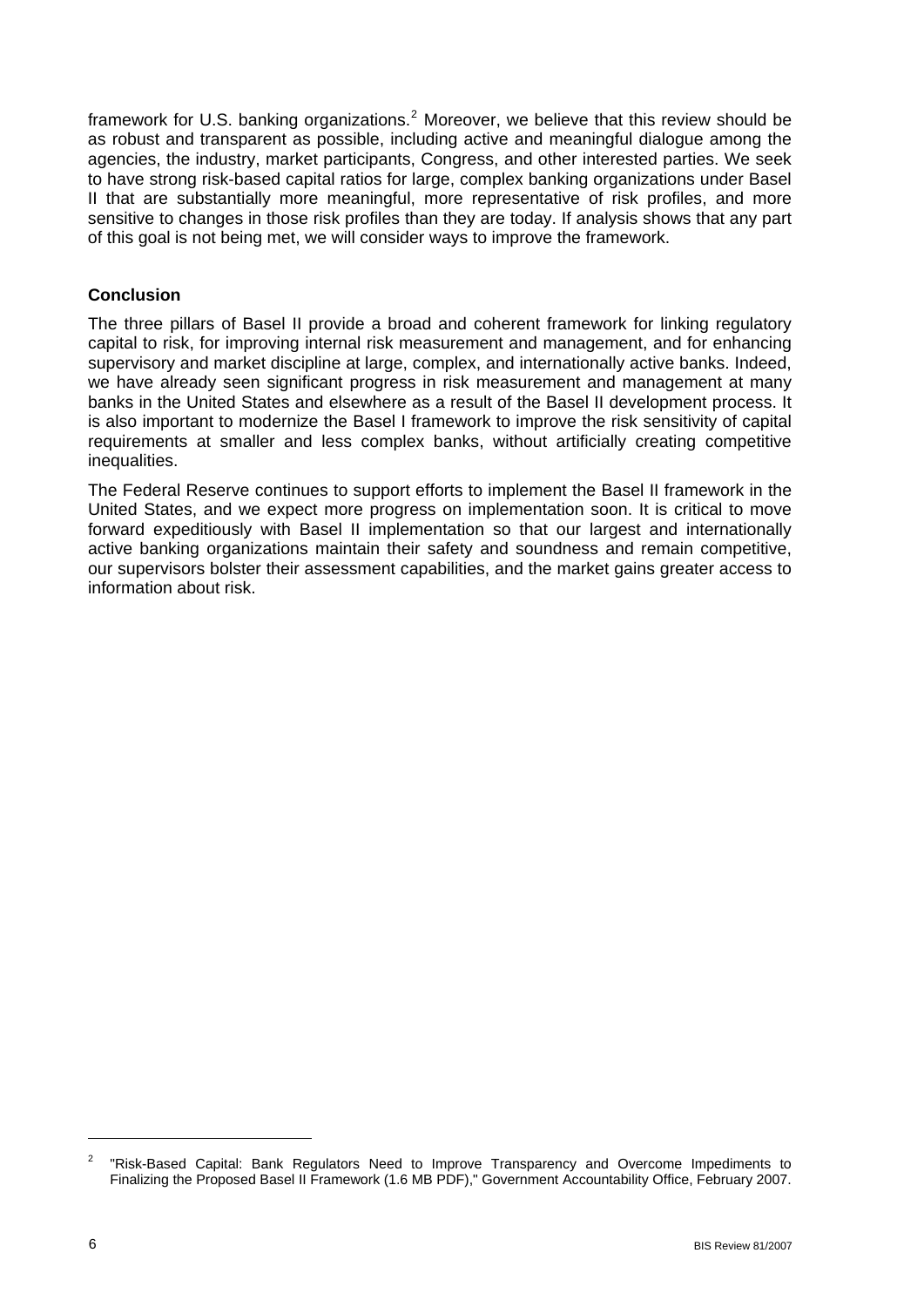framework for U.S. banking organizations.[2] Moreover, we believe that this review should be as robust and transparent as possible, including active and meaningful dialogue among the agencies, the industry, market participants, Congress, and other interested parties. We seek to have strong risk-based capital ratios for large, complex banking organizations under Basel II that are substantially more meaningful, more representative of risk profiles, and more sensitive to changes in those risk profiles than they are today. If analysis shows that any part of this goal is not being met, we will consider ways to improve the framework.

### Conclusion

The three pillars of Basel II provide a broad and coherent framework for linking regulatory capital to risk, for improving internal risk measurement and management, and for enhancing supervisory and market discipline at large, complex, and internationally active banks. Indeed, we have already seen significant progress in risk measurement and management at many banks in the United States and elsewhere as a result of the Basel II development process. It is also important to modernize the Basel I framework to improve the risk sensitivity of capital requirements at smaller and less complex banks, without artificially creating competitive inequalities.

The Federal Reserve continues to support efforts to implement the Basel II framework in the United States, and we expect more progress on implementation soon. It is critical to move forward expeditiously with Basel II implementation so that our largest and internationally active banking organizations maintain their safety and soundness and remain competitive, our supervisors bolster their assessment capabilities, and the market gains greater access to information about risk.

---

[2] "Risk-Based Capital: Bank Regulators Need to Improve Transparency and Overcome Impediments to Finalizing the Proposed Basel II Framework (1.6 MB PDF)," Government Accountability Office, February 2007.